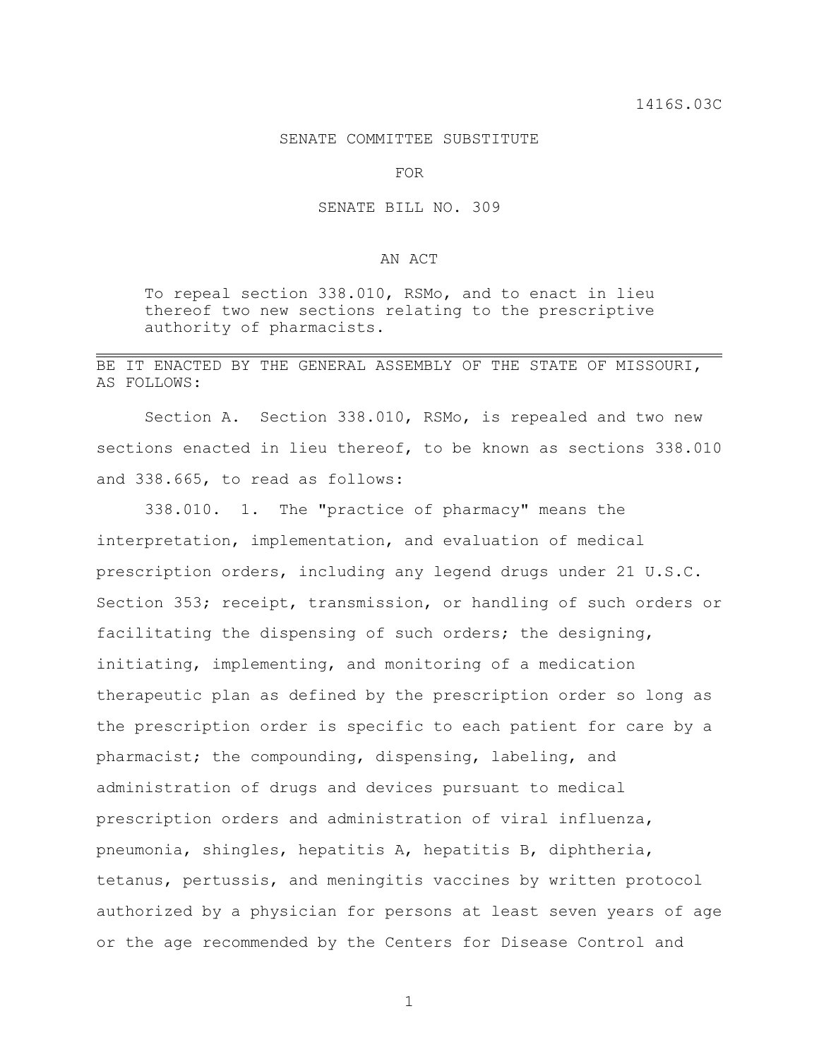1416S.03C

SENATE COMMITTEE SUBSTITUTE

FOR

SENATE BILL NO. 309

AN ACT

To repeal section 338.010, RSMo, and to enact in lieu thereof two new sections relating to the prescriptive authority of pharmacists.

---

BE IT ENACTED BY THE GENERAL ASSEMBLY OF THE STATE OF MISSOURI, AS FOLLOWS:

Section A. Section 338.010, RSMo, is repealed and two new sections enacted in lieu thereof, to be known as sections 338.010 and 338.665, to read as follows:

338.010. 1. The "practice of pharmacy" means the interpretation, implementation, and evaluation of medical prescription orders, including any legend drugs under 21 U.S.C. Section 353; receipt, transmission, or handling of such orders or facilitating the dispensing of such orders; the designing, initiating, implementing, and monitoring of a medication therapeutic plan as defined by the prescription order so long as the prescription order is specific to each patient for care by a pharmacist; the compounding, dispensing, labeling, and administration of drugs and devices pursuant to medical prescription orders and administration of viral influenza, pneumonia, shingles, hepatitis A, hepatitis B, diphtheria, tetanus, pertussis, and meningitis vaccines by written protocol authorized by a physician for persons at least seven years of age or the age recommended by the Centers for Disease Control and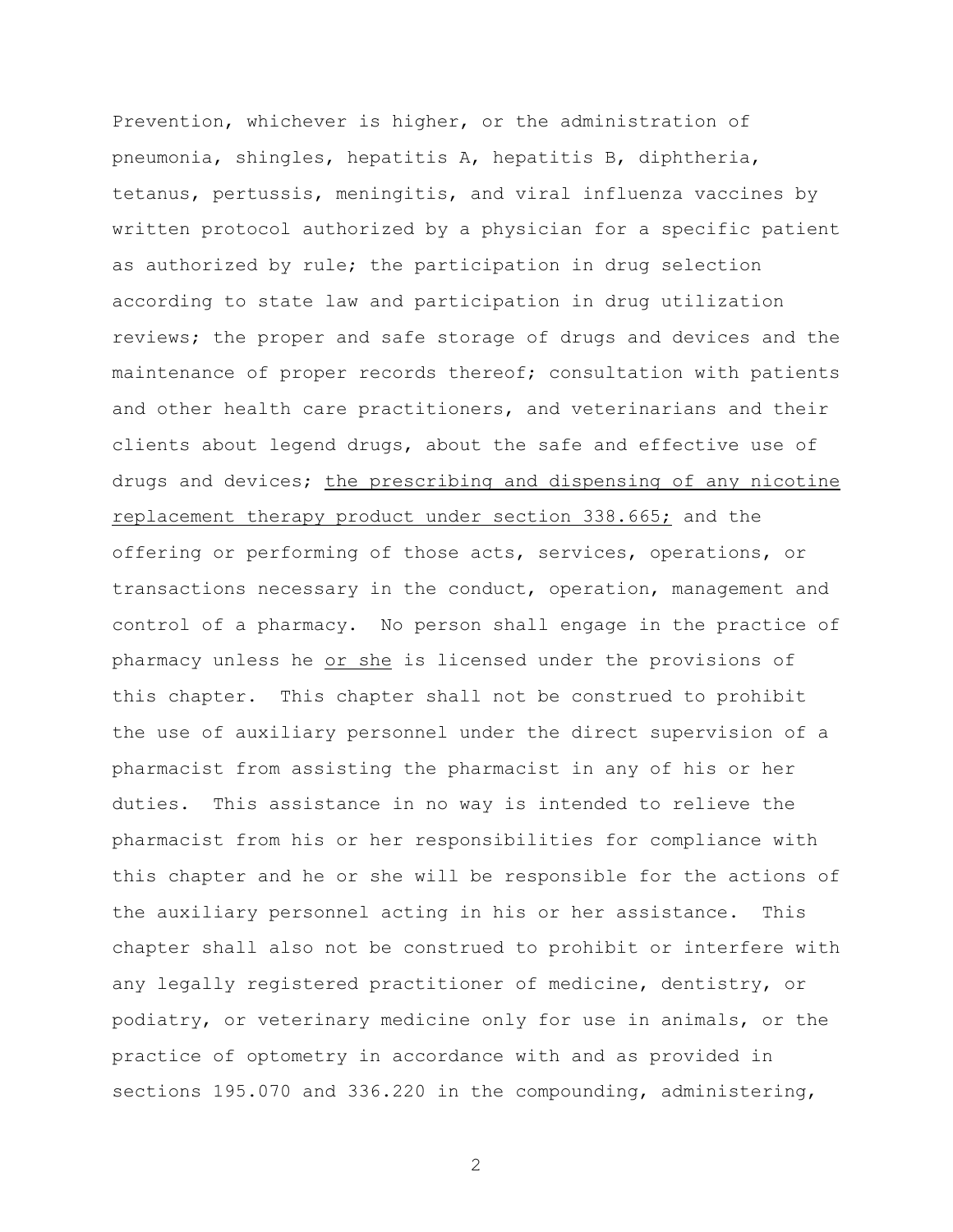Prevention, whichever is higher, or the administration of pneumonia, shingles, hepatitis A, hepatitis B, diphtheria, tetanus, pertussis, meningitis, and viral influenza vaccines by written protocol authorized by a physician for a specific patient as authorized by rule; the participation in drug selection according to state law and participation in drug utilization reviews; the proper and safe storage of drugs and devices and the maintenance of proper records thereof; consultation with patients and other health care practitioners, and veterinarians and their clients about legend drugs, about the safe and effective use of drugs and devices; <u>the prescribing and dispensing of any nicotine replacement therapy product under section 338.665;</u> and the offering or performing of those acts, services, operations, or transactions necessary in the conduct, operation, management and control of a pharmacy. No person shall engage in the practice of pharmacy unless he <u>or she</u> is licensed under the provisions of this chapter. This chapter shall not be construed to prohibit the use of auxiliary personnel under the direct supervision of a pharmacist from assisting the pharmacist in any of his or her duties. This assistance in no way is intended to relieve the pharmacist from his or her responsibilities for compliance with this chapter and he or she will be responsible for the actions of the auxiliary personnel acting in his or her assistance. This chapter shall also not be construed to prohibit or interfere with any legally registered practitioner of medicine, dentistry, or podiatry, or veterinary medicine only for use in animals, or the practice of optometry in accordance with and as provided in sections 195.070 and 336.220 in the compounding, administering,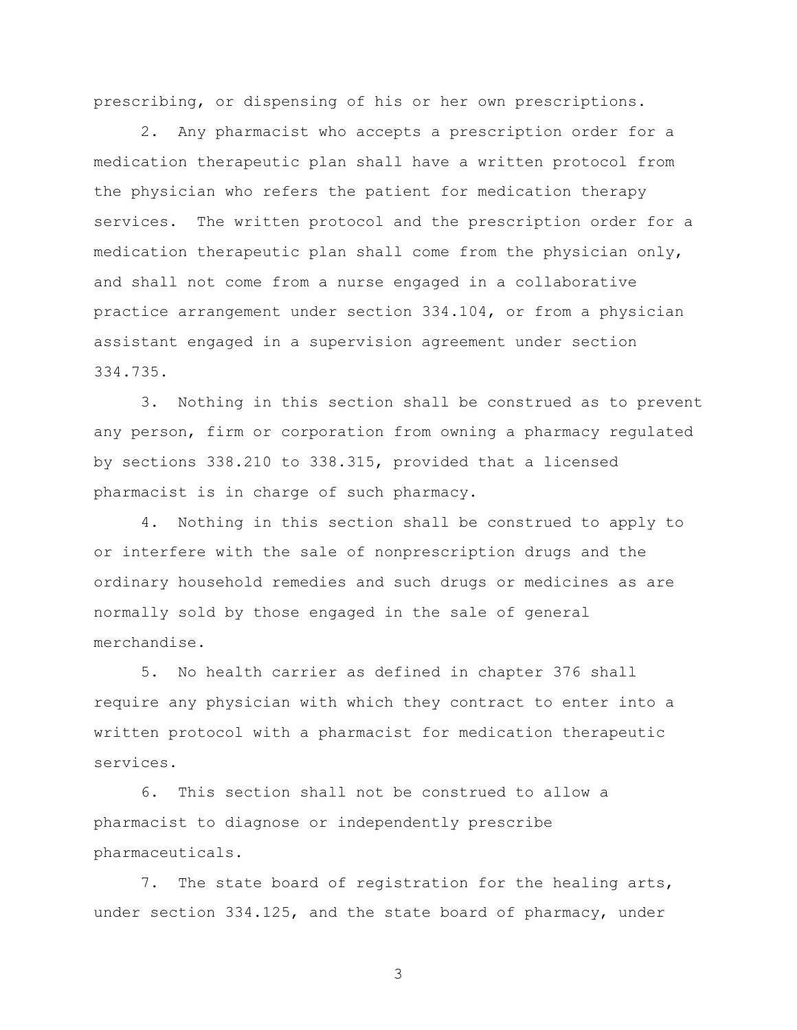prescribing, or dispensing of his or her own prescriptions.

2. Any pharmacist who accepts a prescription order for a medication therapeutic plan shall have a written protocol from the physician who refers the patient for medication therapy services. The written protocol and the prescription order for a medication therapeutic plan shall come from the physician only, and shall not come from a nurse engaged in a collaborative practice arrangement under section 334.104, or from a physician assistant engaged in a supervision agreement under section 334.735.

3. Nothing in this section shall be construed as to prevent any person, firm or corporation from owning a pharmacy regulated by sections 338.210 to 338.315, provided that a licensed pharmacist is in charge of such pharmacy.

4. Nothing in this section shall be construed to apply to or interfere with the sale of nonprescription drugs and the ordinary household remedies and such drugs or medicines as are normally sold by those engaged in the sale of general merchandise.

5. No health carrier as defined in chapter 376 shall require any physician with which they contract to enter into a written protocol with a pharmacist for medication therapeutic services.

6. This section shall not be construed to allow a pharmacist to diagnose or independently prescribe pharmaceuticals.

7. The state board of registration for the healing arts, under section 334.125, and the state board of pharmacy, under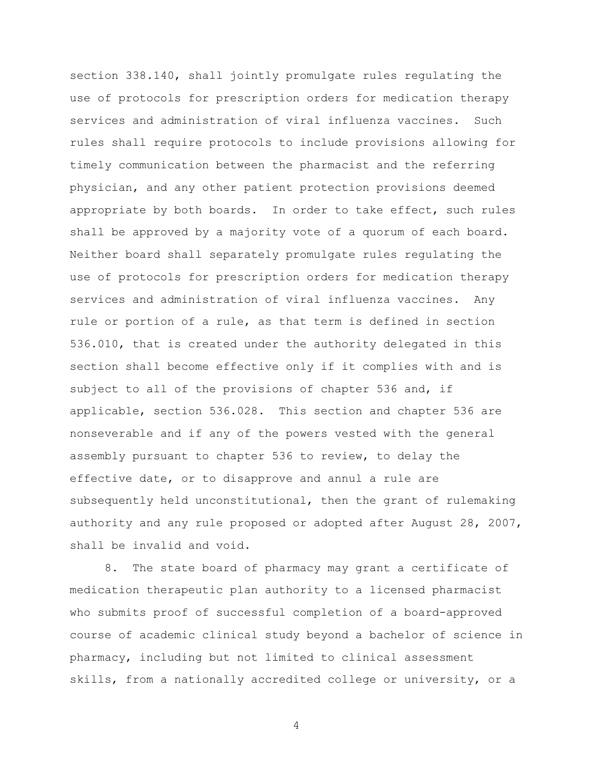section 338.140, shall jointly promulgate rules regulating the use of protocols for prescription orders for medication therapy services and administration of viral influenza vaccines. Such rules shall require protocols to include provisions allowing for timely communication between the pharmacist and the referring physician, and any other patient protection provisions deemed appropriate by both boards. In order to take effect, such rules shall be approved by a majority vote of a quorum of each board. Neither board shall separately promulgate rules regulating the use of protocols for prescription orders for medication therapy services and administration of viral influenza vaccines. Any rule or portion of a rule, as that term is defined in section 536.010, that is created under the authority delegated in this section shall become effective only if it complies with and is subject to all of the provisions of chapter 536 and, if applicable, section 536.028. This section and chapter 536 are nonseverable and if any of the powers vested with the general assembly pursuant to chapter 536 to review, to delay the effective date, or to disapprove and annul a rule are subsequently held unconstitutional, then the grant of rulemaking authority and any rule proposed or adopted after August 28, 2007, shall be invalid and void.

8. The state board of pharmacy may grant a certificate of medication therapeutic plan authority to a licensed pharmacist who submits proof of successful completion of a board-approved course of academic clinical study beyond a bachelor of science in pharmacy, including but not limited to clinical assessment skills, from a nationally accredited college or university, or a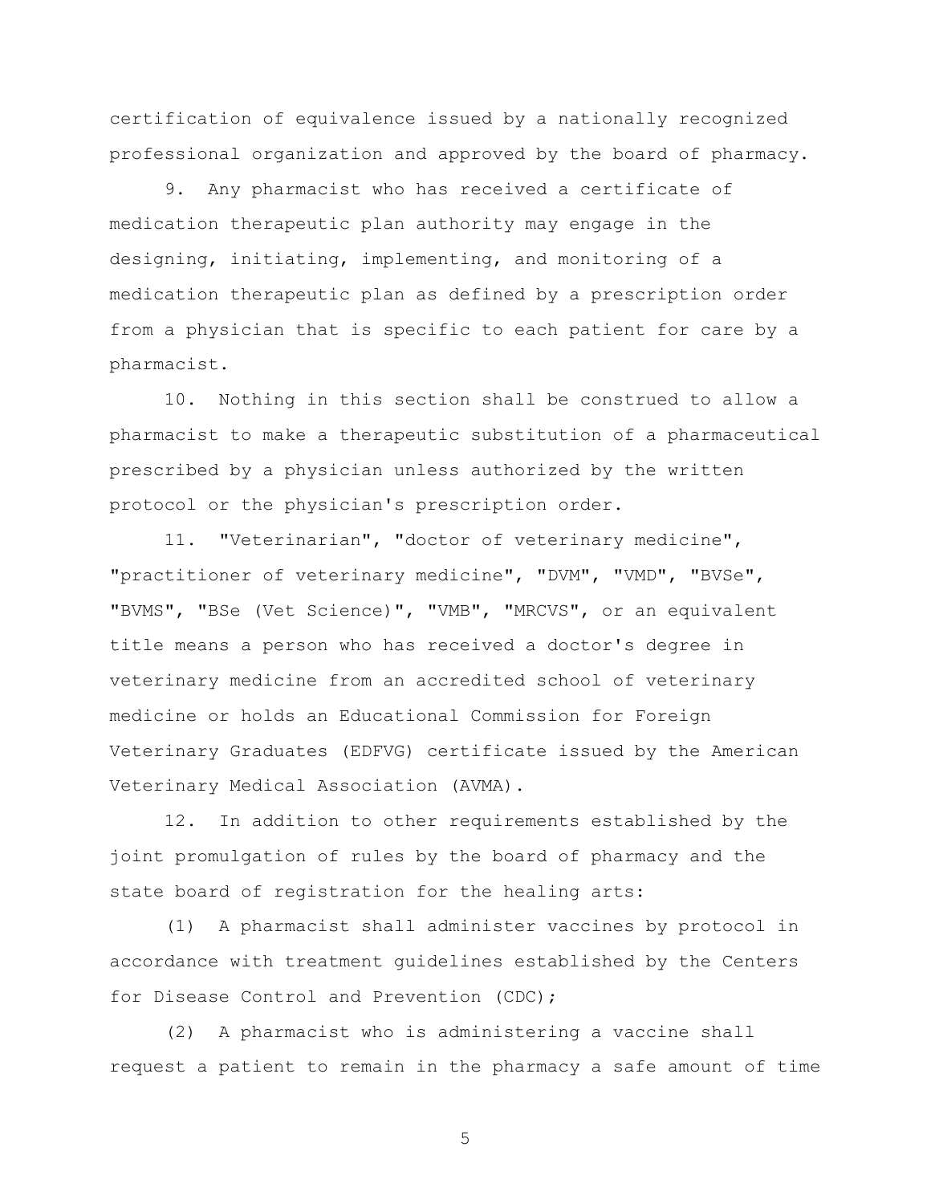certification of equivalence issued by a nationally recognized professional organization and approved by the board of pharmacy.

9. Any pharmacist who has received a certificate of medication therapeutic plan authority may engage in the designing, initiating, implementing, and monitoring of a medication therapeutic plan as defined by a prescription order from a physician that is specific to each patient for care by a pharmacist.

10. Nothing in this section shall be construed to allow a pharmacist to make a therapeutic substitution of a pharmaceutical prescribed by a physician unless authorized by the written protocol or the physician's prescription order.

11. "Veterinarian", "doctor of veterinary medicine", "practitioner of veterinary medicine", "DVM", "VMD", "BVSe", "BVMS", "BSe (Vet Science)", "VMB", "MRCVS", or an equivalent title means a person who has received a doctor's degree in veterinary medicine from an accredited school of veterinary medicine or holds an Educational Commission for Foreign Veterinary Graduates (EDFVG) certificate issued by the American Veterinary Medical Association (AVMA).

12. In addition to other requirements established by the joint promulgation of rules by the board of pharmacy and the state board of registration for the healing arts:

(1) A pharmacist shall administer vaccines by protocol in accordance with treatment guidelines established by the Centers for Disease Control and Prevention (CDC);

(2) A pharmacist who is administering a vaccine shall request a patient to remain in the pharmacy a safe amount of time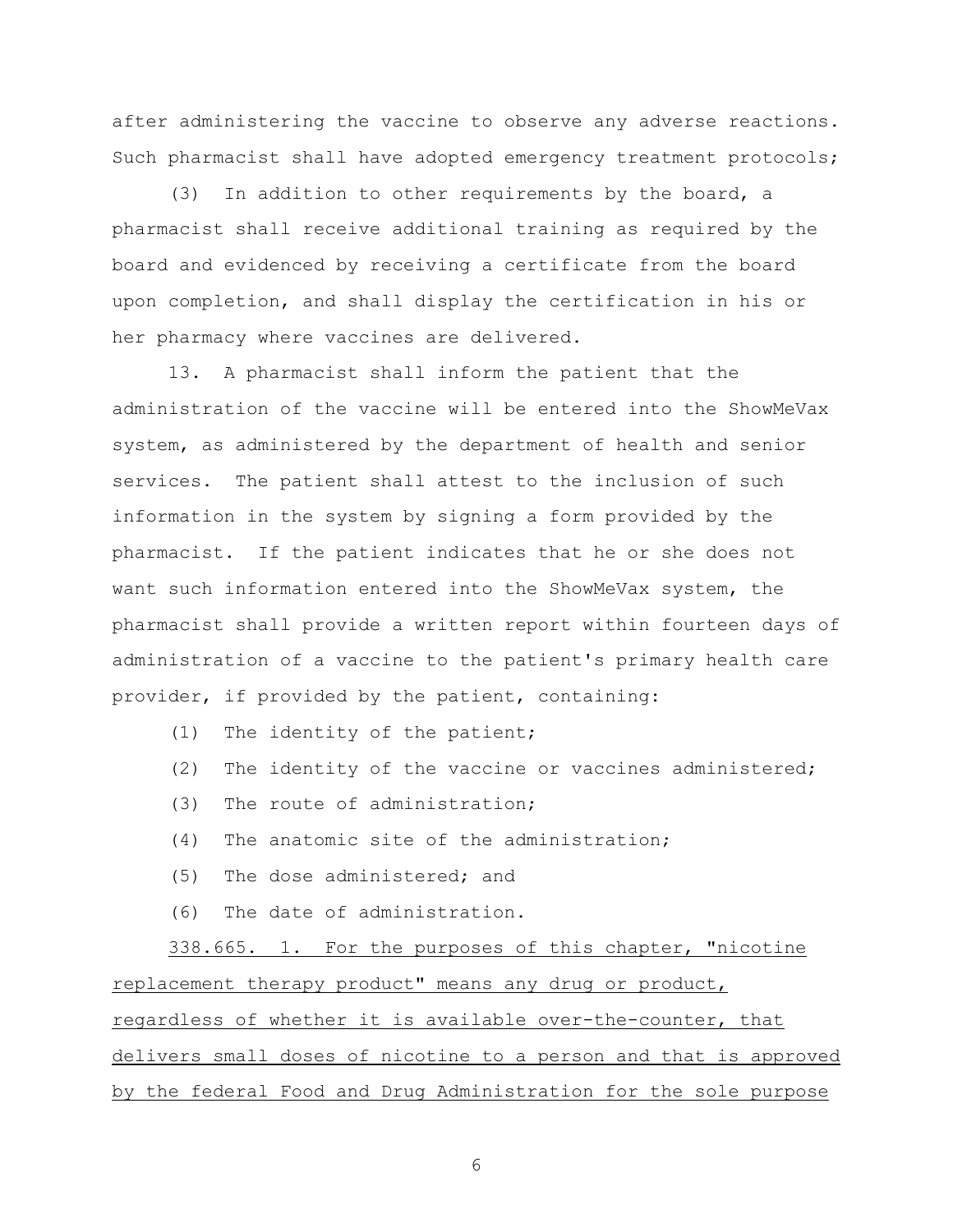after administering the vaccine to observe any adverse reactions. Such pharmacist shall have adopted emergency treatment protocols;

(3) In addition to other requirements by the board, a pharmacist shall receive additional training as required by the board and evidenced by receiving a certificate from the board upon completion, and shall display the certification in his or her pharmacy where vaccines are delivered.

13. A pharmacist shall inform the patient that the administration of the vaccine will be entered into the ShowMeVax system, as administered by the department of health and senior services. The patient shall attest to the inclusion of such information in the system by signing a form provided by the pharmacist. If the patient indicates that he or she does not want such information entered into the ShowMeVax system, the pharmacist shall provide a written report within fourteen days of administration of a vaccine to the patient's primary health care provider, if provided by the patient, containing:

(1) The identity of the patient;

(2) The identity of the vaccine or vaccines administered;

(3) The route of administration;

(4) The anatomic site of the administration;

(5) The dose administered; and

(6) The date of administration.

<u>338.665. 1. For the purposes of this chapter, "nicotine replacement therapy product" means any drug or product, regardless of whether it is available over-the-counter, that delivers small doses of nicotine to a person and that is approved by the federal Food and Drug Administration for the sole purpose</u>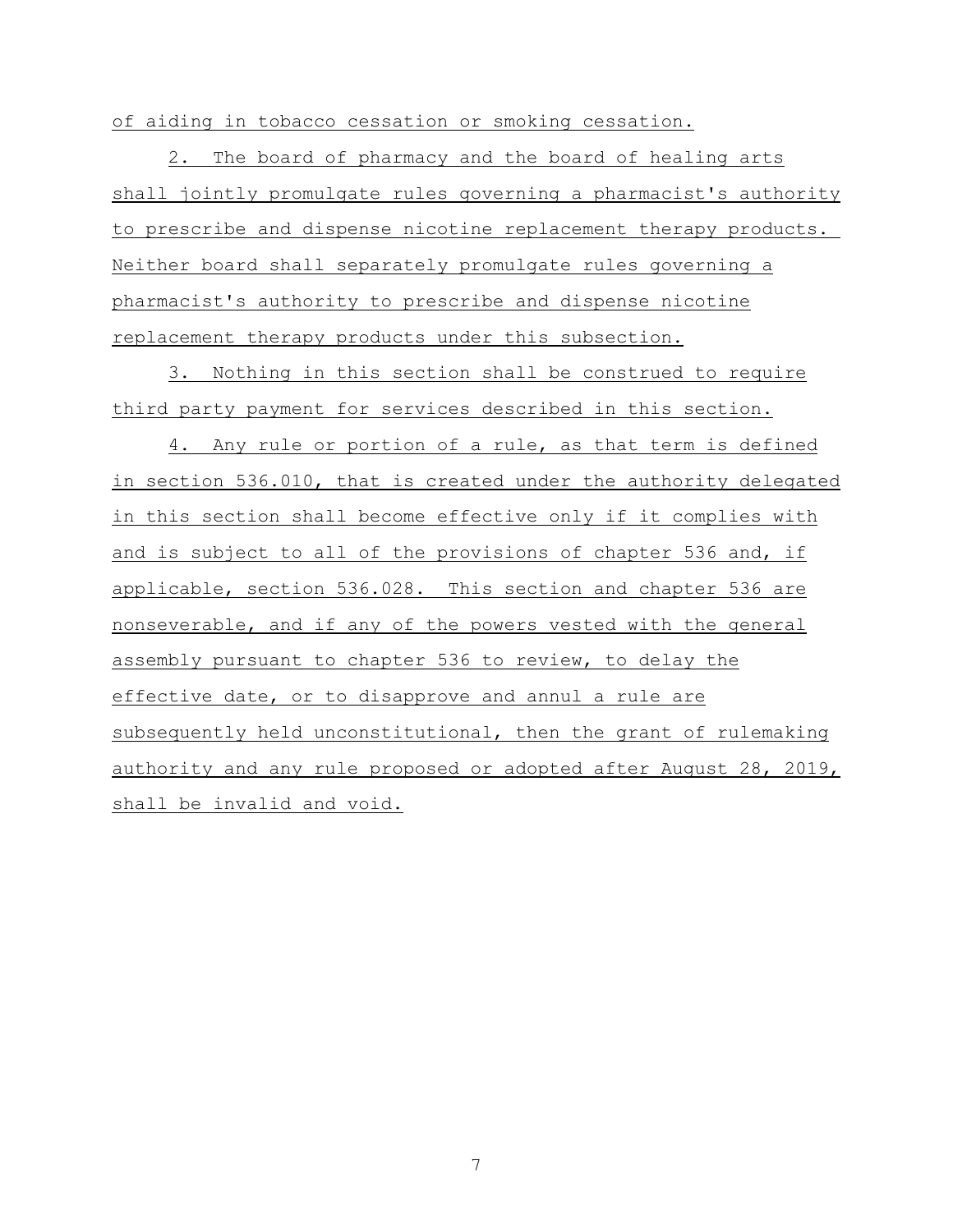of aiding in tobacco cessation or smoking cessation.

2. The board of pharmacy and the board of healing arts shall jointly promulgate rules governing a pharmacist's authority to prescribe and dispense nicotine replacement therapy products. Neither board shall separately promulgate rules governing a pharmacist's authority to prescribe and dispense nicotine replacement therapy products under this subsection.

3. Nothing in this section shall be construed to require third party payment for services described in this section.

4. Any rule or portion of a rule, as that term is defined in section 536.010, that is created under the authority delegated in this section shall become effective only if it complies with and is subject to all of the provisions of chapter 536 and, if applicable, section 536.028. This section and chapter 536 are nonseverable, and if any of the powers vested with the general assembly pursuant to chapter 536 to review, to delay the effective date, or to disapprove and annul a rule are subsequently held unconstitutional, then the grant of rulemaking authority and any rule proposed or adopted after August 28, 2019, shall be invalid and void.